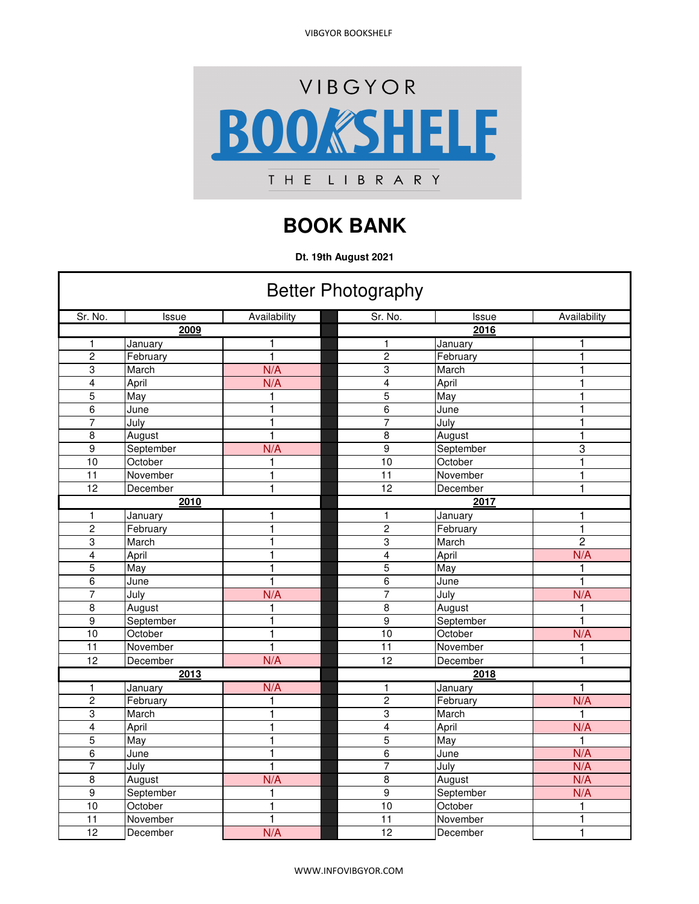VIBGYOR BOOKSHELF

THE LIBRARY

# BOOK BANK

**Dt. 19th August 2021**

## Better Photography

| Sr. No. | Issue | Availability | Sr. No. | Issue | Availability |
|---|---|---|---|---|---|
| **2009** | | | **2016** | | |
| 1 | January | 1 | 1 | January | 1 |
| 2 | February | 1 | 2 | February | 1 |
| 3 | March | N/A | 3 | March | 1 |
| 4 | April | N/A | 4 | April | 1 |
| 5 | May | 1 | 5 | May | 1 |
| 6 | June | 1 | 6 | June | 1 |
| 7 | July | 1 | 7 | July | 1 |
| 8 | August | 1 | 8 | August | 1 |
| 9 | September | N/A | 9 | September | 3 |
| 10 | October | 1 | 10 | October | 1 |
| 11 | November | 1 | 11 | November | 1 |
| 12 | December | 1 | 12 | December | 1 |
| **2010** | | | **2017** | | |
| 1 | January | 1 | 1 | January | 1 |
| 2 | February | 1 | 2 | February | 1 |
| 3 | March | 1 | 3 | March | 2 |
| 4 | April | 1 | 4 | April | N/A |
| 5 | May | 1 | 5 | May | 1 |
| 6 | June | 1 | 6 | June | 1 |
| 7 | July | N/A | 7 | July | N/A |
| 8 | August | 1 | 8 | August | 1 |
| 9 | September | 1 | 9 | September | 1 |
| 10 | October | 1 | 10 | October | N/A |
| 11 | November | 1 | 11 | November | 1 |
| 12 | December | N/A | 12 | December | 1 |
| **2013** | | | **2018** | | |
| 1 | January | N/A | 1 | January | 1 |
| 2 | February | 1 | 2 | February | N/A |
| 3 | March | 1 | 3 | March | 1 |
| 4 | April | 1 | 4 | April | N/A |
| 5 | May | 1 | 5 | May | 1 |
| 6 | June | 1 | 6 | June | N/A |
| 7 | July | 1 | 7 | July | N/A |
| 8 | August | N/A | 8 | August | N/A |
| 9 | September | 1 | 9 | September | N/A |
| 10 | October | 1 | 10 | October | 1 |
| 11 | November | 1 | 11 | November | 1 |
| 12 | December | N/A | 12 | December | 1 |

WWW.INFOVIBGYOR.COM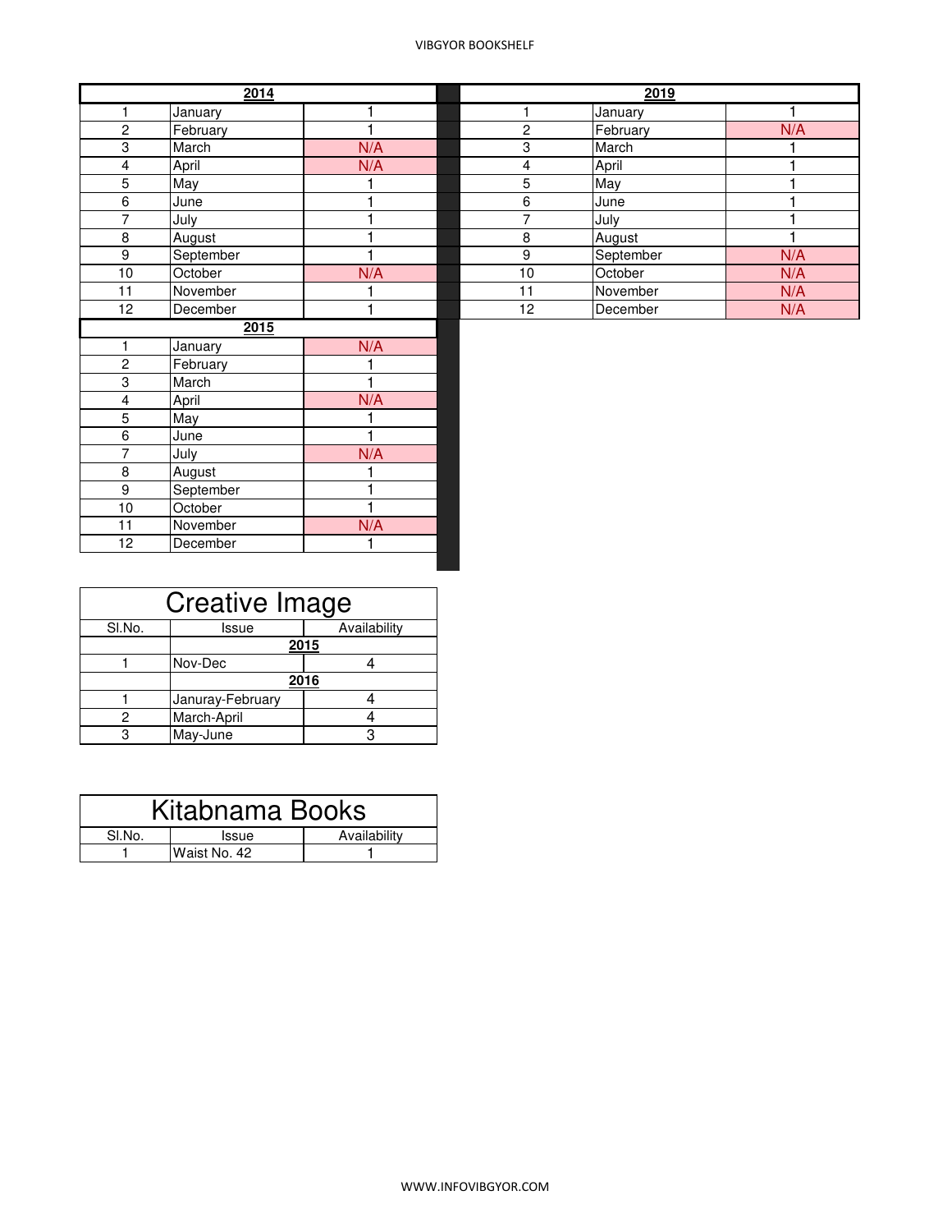| 2014 | | |
|---|---|---|
| 1 | January | 1 |
| 2 | February | 1 |
| 3 | March | N/A |
| 4 | April | N/A |
| 5 | May | 1 |
| 6 | June | 1 |
| 7 | July | 1 |
| 8 | August | 1 |
| 9 | September | 1 |
| 10 | October | N/A |
| 11 | November | 1 |
| 12 | December | 1 |
| **2015** | | |
| 1 | January | N/A |
| 2 | February | 1 |
| 3 | March | 1 |
| 4 | April | N/A |
| 5 | May | 1 |
| 6 | June | 1 |
| 7 | July | N/A |
| 8 | August | 1 |
| 9 | September | 1 |
| 10 | October | 1 |
| 11 | November | N/A |
| 12 | December | 1 |

| 2019 | | |
|---|---|---|
| 1 | January | 1 |
| 2 | February | N/A |
| 3 | March | 1 |
| 4 | April | 1 |
| 5 | May | 1 |
| 6 | June | 1 |
| 7 | July | 1 |
| 8 | August | 1 |
| 9 | September | N/A |
| 10 | October | N/A |
| 11 | November | N/A |
| 12 | December | N/A |

## Creative Image

| Sl.No. | Issue | Availability |
|---|---|---|
| | **2015** | |
| 1 | Nov-Dec | 4 |
| | **2016** | |
| 1 | Januray-February | 4 |
| 2 | March-April | 4 |
| 3 | May-June | 3 |

## Kitabnama Books

| Sl.No. | Issue | Availability |
|---|---|---|
| 1 | Waist No. 42 | 1 |